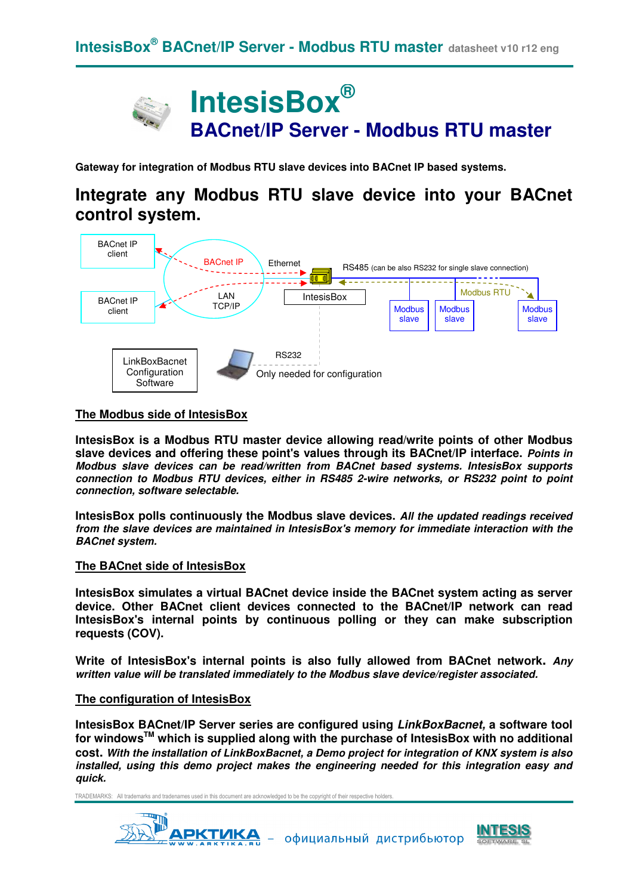# IntesisBox®

## BACnet/IP Server - Modbus RTU master

**Gateway for integration of Modbus RTU slave devices into BACnet IP based systems.**

# Integrate any Modbus RTU slave device into your BACnet control system.

BACnet IP client

BACnet IP client

BACnet IP

LAN TCP/IP

Ethernet

IntesisBox

RS485 (can be also RS232 for single slave connection)

Modbus RTU

Modbus slave

Modbus slave

Modbus slave

LinkBoxBacnet Configuration Software

RS232

Only needed for configuration

## The Modbus side of IntesisBox

**IntesisBox is a Modbus RTU master device allowing read/write points of other Modbus slave devices and offering these point's values through its BACnet/IP interface.** ***Points in Modbus slave devices can be read/written from BACnet based systems. IntesisBox supports connection to Modbus RTU devices, either in RS485 2-wire networks, or RS232 point to point connection, software selectable.***

**IntesisBox polls continuously the Modbus slave devices.** ***All the updated readings received from the slave devices are maintained in IntesisBox's memory for immediate interaction with the BACnet system.***

## The BACnet side of IntesisBox

**IntesisBox simulates a virtual BACnet device inside the BACnet system acting as server device. Other BACnet client devices connected to the BACnet/IP network can read IntesisBox's internal points by continuous polling or they can make subscription requests (COV).**

**Write of IntesisBox's internal points is also fully allowed from BACnet network.** ***Any written value will be translated immediately to the Modbus slave device/register associated.***

## The configuration of IntesisBox

**IntesisBox BACnet/IP Server series are configured using *LinkBoxBacnet,* a software tool for windows™ which is supplied along with the purchase of IntesisBox with no additional cost.** ***With the installation of LinkBoxBacnet, a Demo project for integration of KNX system is also installed, using this demo project makes the engineering needed for this integration easy and quick.***

TRADEMARKS: All trademarks and tradenames used in this document are acknowledged to be the copyright of their respective holders.

АРКТИКА WWW.ARKTIKA.RU – официальный дистрибьютор INTESIS SOFTWARE SL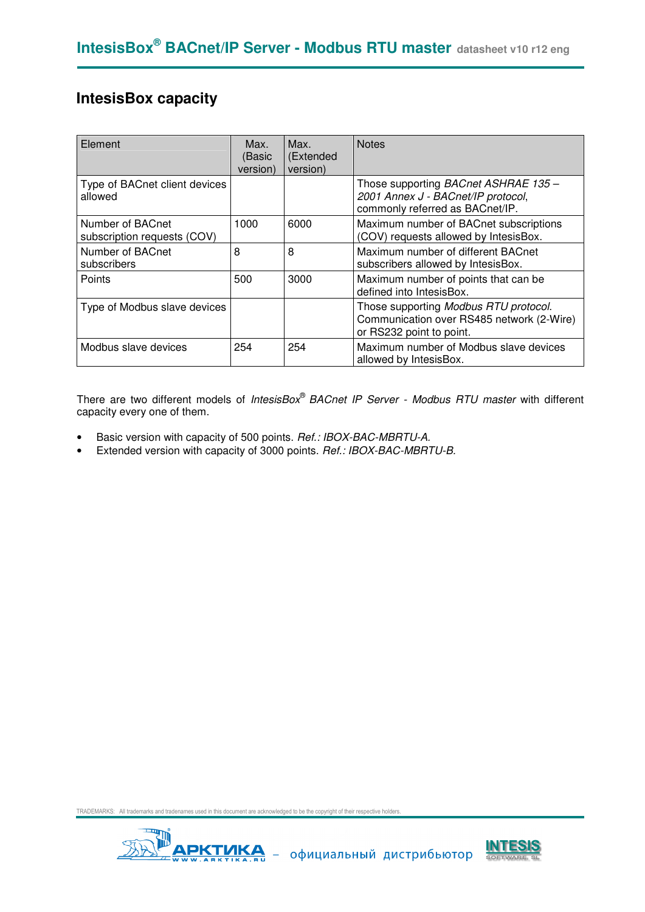## IntesisBox capacity

| Element | Max. (Basic version) | Max. (Extended version) | Notes |
|---|---|---|---|
| Type of BACnet client devices allowed | | | Those supporting *BACnet ASHRAE 135 – 2001 Annex J - BACnet/IP protocol*, commonly referred as BACnet/IP. |
| Number of BACnet subscription requests (COV) | 1000 | 6000 | Maximum number of BACnet subscriptions (COV) requests allowed by IntesisBox. |
| Number of BACnet subscribers | 8 | 8 | Maximum number of different BACnet subscribers allowed by IntesisBox. |
| Points | 500 | 3000 | Maximum number of points that can be defined into IntesisBox. |
| Type of Modbus slave devices | | | Those supporting *Modbus RTU protocol*. Communication over RS485 network (2-Wire) or RS232 point to point. |
| Modbus slave devices | 254 | 254 | Maximum number of Modbus slave devices allowed by IntesisBox. |

There are two different models of *IntesisBox® BACnet IP Server - Modbus RTU master* with different capacity every one of them.

- Basic version with capacity of 500 points. *Ref.: IBOX-BAC-MBRTU-A.*
- Extended version with capacity of 3000 points. *Ref.: IBOX-BAC-MBRTU-B.*

TRADEMARKS: All trademarks and tradenames used in this document are acknowledged to be the copyright of their respective holders.

АРКТИКА – официальный дистрибьютор INTESIS SOFTWARE SL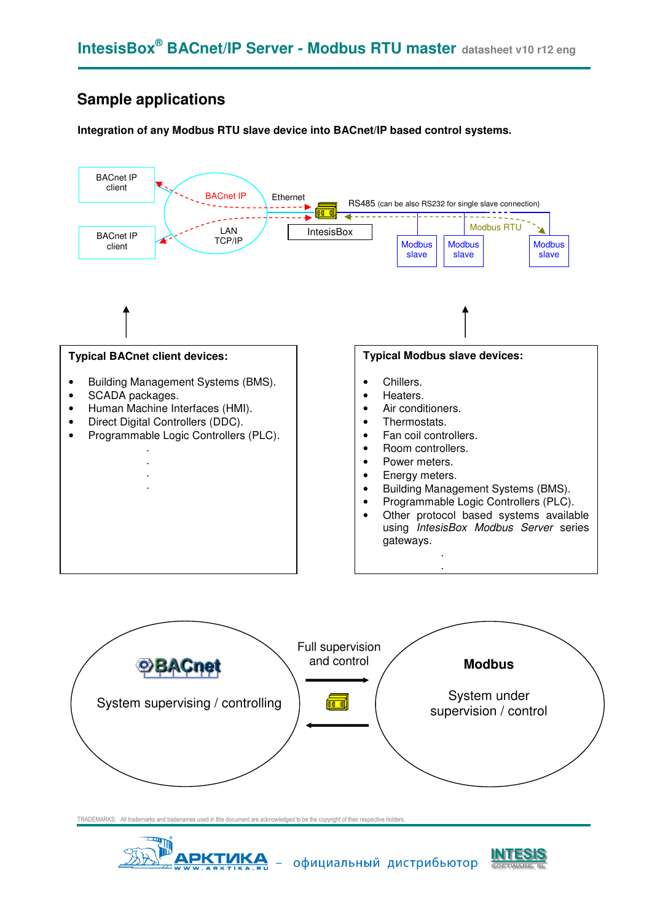## Sample applications

**Integration of any Modbus RTU slave device into BACnet/IP based control systems.**

BACnet IP client

BACnet IP client

BACnet IP

LAN TCP/IP

Ethernet

IntesisBox

RS485 (can be also RS232 for single slave connection)

Modbus RTU

Modbus slave

Modbus slave

Modbus slave

**Typical BACnet client devices:**

- Building Management Systems (BMS).
- SCADA packages.
- Human Machine Interfaces (HMI).
- Direct Digital Controllers (DDC).
- Programmable Logic Controllers (PLC).

.
.
.
.

**Typical Modbus slave devices:**

- Chillers.
- Heaters.
- Air conditioners.
- Thermostats.
- Fan coil controllers.
- Room controllers.
- Power meters.
- Energy meters.
- Building Management Systems (BMS).
- Programmable Logic Controllers (PLC).
- Other protocol based systems available using *IntesisBox Modbus Server* series gateways.

.
.

BACnet

System supervising / controlling

Full supervision and control

**Modbus**

System under supervision / control

TRADEMARKS: All trademarks and tradenames used in this document are acknowledged to be the copyright of their respective holders.

АРКТИКА – официальный дистрибьютор INTESIS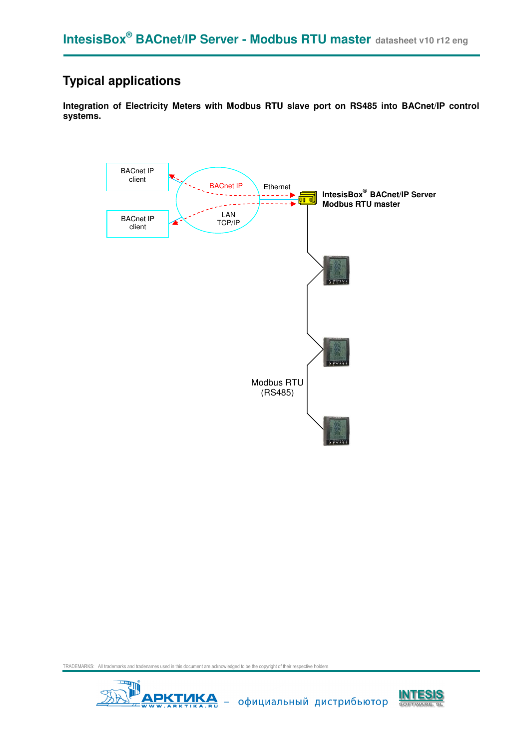## Typical applications

**Integration of Electricity Meters with Modbus RTU slave port on RS485 into BACnet/IP control systems.**

BACnet IP client

BACnet IP client

BACnet IP

Ethernet

LAN TCP/IP

**IntesisBox® BACnet/IP Server Modbus RTU master**

Modbus RTU (RS485)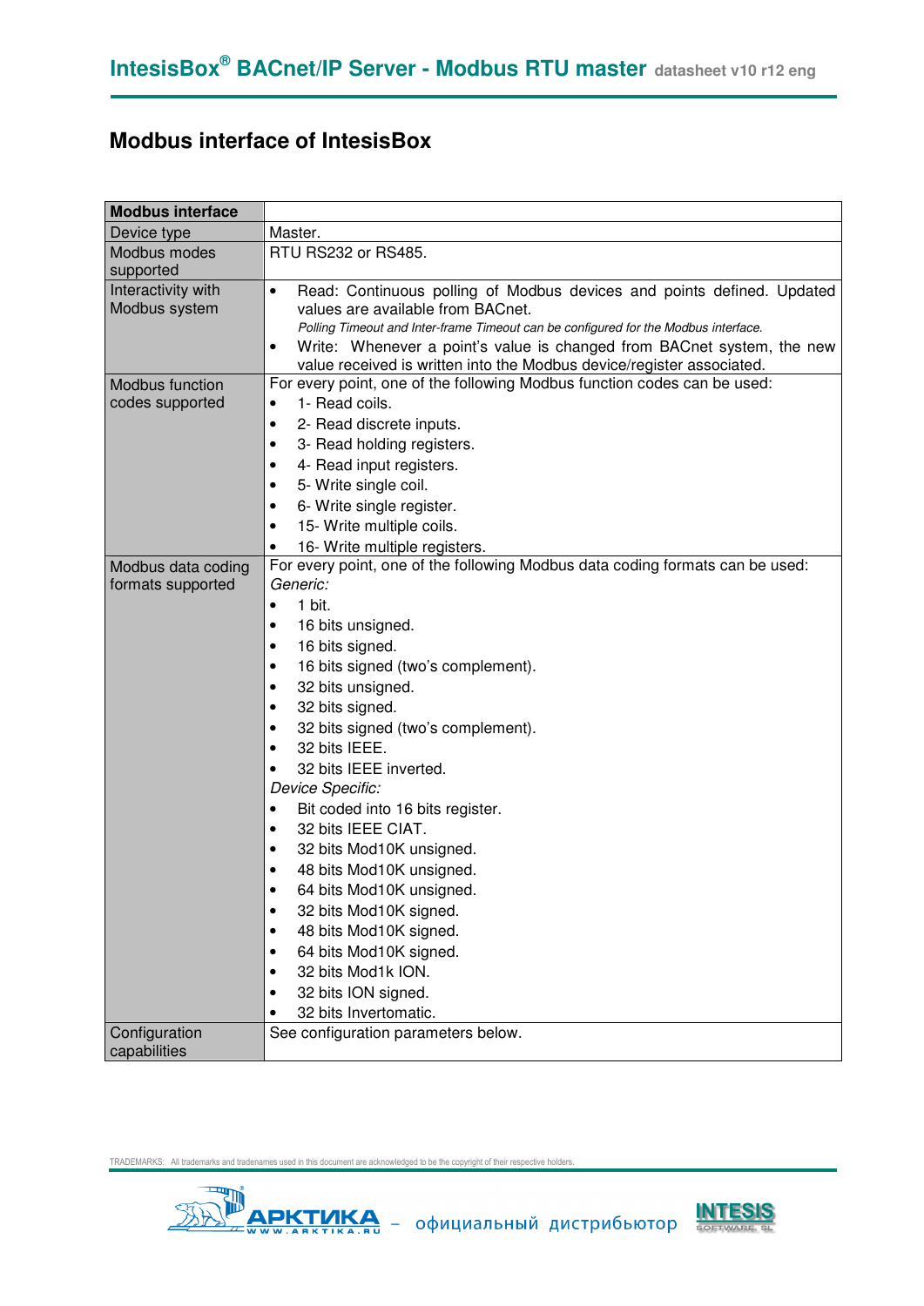## Modbus interface of IntesisBox

| Modbus interface | |
|---|---|
| Device type | Master. |
| Modbus modes supported | RTU RS232 or RS485. |
| Interactivity with Modbus system | • Read: Continuous polling of Modbus devices and points defined. Updated values are available from BACnet.<br>*Polling Timeout and Inter-frame Timeout can be configured for the Modbus interface.*<br>• Write: Whenever a point's value is changed from BACnet system, the new value received is written into the Modbus device/register associated. |
| Modbus function codes supported | For every point, one of the following Modbus function codes can be used:<br>• 1- Read coils.<br>• 2- Read discrete inputs.<br>• 3- Read holding registers.<br>• 4- Read input registers.<br>• 5- Write single coil.<br>• 6- Write single register.<br>• 15- Write multiple coils.<br>• 16- Write multiple registers. |
| Modbus data coding formats supported | For every point, one of the following Modbus data coding formats can be used:<br>*Generic:*<br>• 1 bit.<br>• 16 bits unsigned.<br>• 16 bits signed.<br>• 16 bits signed (two's complement).<br>• 32 bits unsigned.<br>• 32 bits signed.<br>• 32 bits signed (two's complement).<br>• 32 bits IEEE.<br>• 32 bits IEEE inverted.<br>*Device Specific:*<br>• Bit coded into 16 bits register.<br>• 32 bits IEEE CIAT.<br>• 32 bits Mod10K unsigned.<br>• 48 bits Mod10K unsigned.<br>• 64 bits Mod10K unsigned.<br>• 32 bits Mod10K signed.<br>• 48 bits Mod10K signed.<br>• 64 bits Mod10K signed.<br>• 32 bits Mod1k ION.<br>• 32 bits ION signed.<br>• 32 bits Invertomatic. |
| Configuration capabilities | See configuration parameters below. |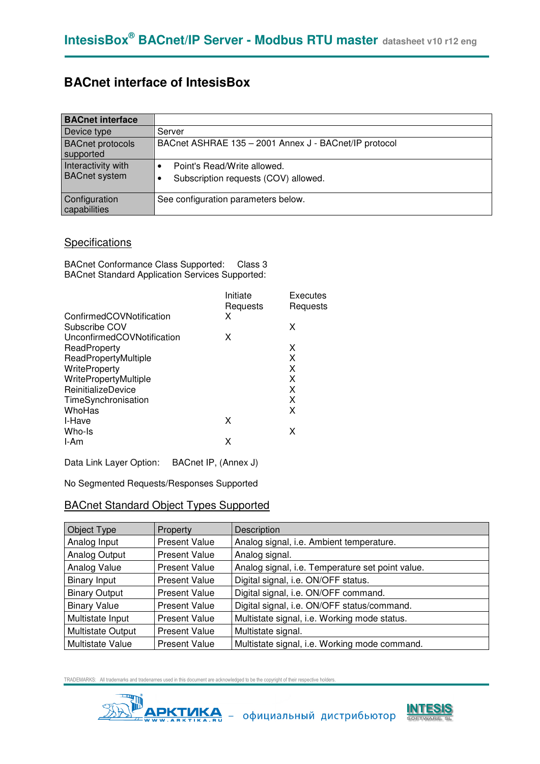## BACnet interface of IntesisBox

| BACnet interface | |
|---|---|
| Device type | Server |
| BACnet protocols supported | BACnet ASHRAE 135 – 2001 Annex J - BACnet/IP protocol |
| Interactivity with BACnet system | • Point's Read/Write allowed.<br>• Subscription requests (COV) allowed. |
| Configuration capabilities | See configuration parameters below. |

### Specifications

BACnet Conformance Class Supported: Class 3
BACnet Standard Application Services Supported:

| | Initiate Requests | Executes Requests |
|---|---|---|
| ConfirmedCOVNotification | X | |
| Subscribe COV | | X |
| UnconfirmedCOVNotification | X | |
| ReadProperty | | X |
| ReadPropertyMultiple | | X |
| WriteProperty | | X |
| WritePropertyMultiple | | X |
| ReinitializeDevice | | X |
| TimeSynchronisation | | X |
| WhoHas | | X |
| I-Have | X | |
| Who-Is | | X |
| I-Am | X | |

Data Link Layer Option: BACnet IP, (Annex J)

No Segmented Requests/Responses Supported

### BACnet Standard Object Types Supported

| Object Type | Property | Description |
|---|---|---|
| Analog Input | Present Value | Analog signal, i.e. Ambient temperature. |
| Analog Output | Present Value | Analog signal. |
| Analog Value | Present Value | Analog signal, i.e. Temperature set point value. |
| Binary Input | Present Value | Digital signal, i.e. ON/OFF status. |
| Binary Output | Present Value | Digital signal, i.e. ON/OFF command. |
| Binary Value | Present Value | Digital signal, i.e. ON/OFF status/command. |
| Multistate Input | Present Value | Multistate signal, i.e. Working mode status. |
| Multistate Output | Present Value | Multistate signal. |
| Multistate Value | Present Value | Multistate signal, i.e. Working mode command. |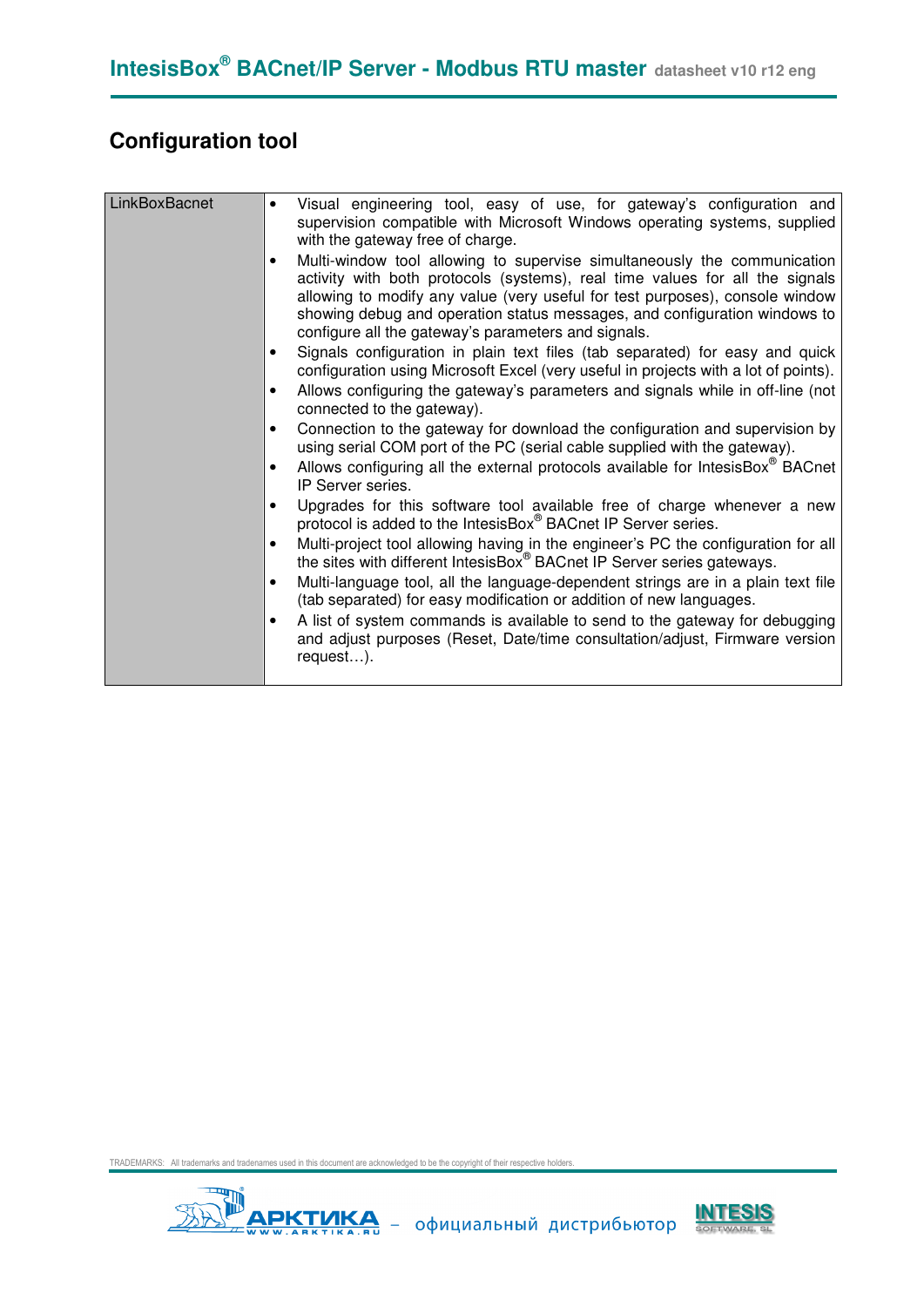## Configuration tool

| LinkBoxBacnet | • Visual engineering tool, easy of use, for gateway's configuration and supervision compatible with Microsoft Windows operating systems, supplied with the gateway free of charge.<br>• Multi-window tool allowing to supervise simultaneously the communication activity with both protocols (systems), real time values for all the signals allowing to modify any value (very useful for test purposes), console window showing debug and operation status messages, and configuration windows to configure all the gateway's parameters and signals.<br>• Signals configuration in plain text files (tab separated) for easy and quick configuration using Microsoft Excel (very useful in projects with a lot of points).<br>• Allows configuring the gateway's parameters and signals while in off-line (not connected to the gateway).<br>• Connection to the gateway for download the configuration and supervision by using serial COM port of the PC (serial cable supplied with the gateway).<br>• Allows configuring all the external protocols available for IntesisBox® BACnet IP Server series.<br>• Upgrades for this software tool available free of charge whenever a new protocol is added to the IntesisBox® BACnet IP Server series.<br>• Multi-project tool allowing having in the engineer's PC the configuration for all the sites with different IntesisBox® BACnet IP Server series gateways.<br>• Multi-language tool, all the language-dependent strings are in a plain text file (tab separated) for easy modification or addition of new languages.<br>• A list of system commands is available to send to the gateway for debugging and adjust purposes (Reset, Date/time consultation/adjust, Firmware version request…). |
|---|---|

TRADEMARKS: All trademarks and tradenames used in this document are acknowledged to be the copyright of their respective holders.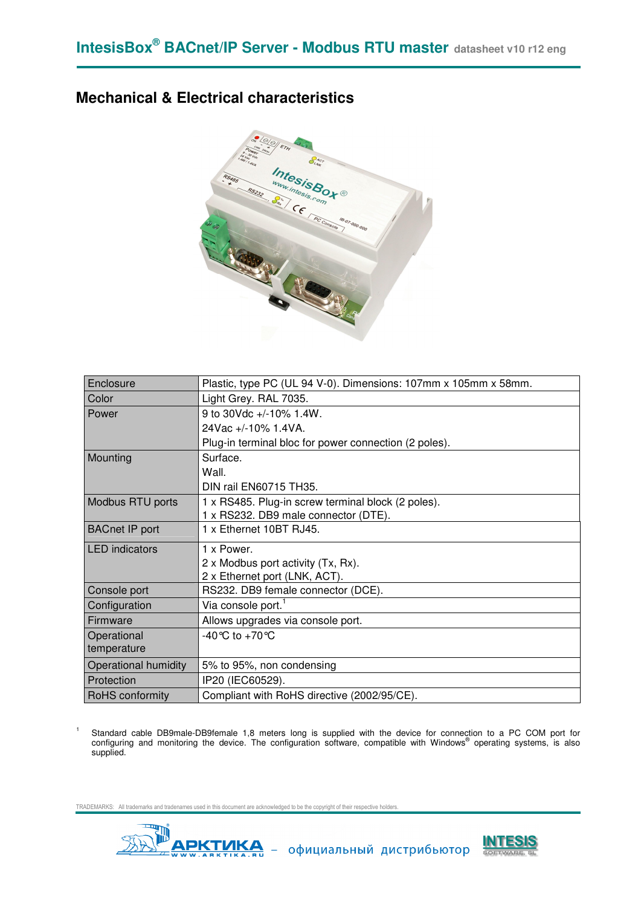## Mechanical & Electrical characteristics

| | |
|---|---|
| Enclosure | Plastic, type PC (UL 94 V-0). Dimensions: 107mm x 105mm x 58mm. |
| Color | Light Grey. RAL 7035. |
| Power | 9 to 30Vdc +/-10% 1.4W.<br>24Vac +/-10% 1.4VA.<br>Plug-in terminal bloc for power connection (2 poles). |
| Mounting | Surface.<br>Wall.<br>DIN rail EN60715 TH35. |
| Modbus RTU ports | 1 x RS485. Plug-in screw terminal block (2 poles).<br>1 x RS232. DB9 male connector (DTE). |
| BACnet IP port | 1 x Ethernet 10BT RJ45. |
| LED indicators | 1 x Power.<br>2 x Modbus port activity (Tx, Rx).<br>2 x Ethernet port (LNK, ACT). |
| Console port | RS232. DB9 female connector (DCE). |
| Configuration | Via console port.[1] |
| Firmware | Allows upgrades via console port. |
| Operational temperature | -40°C to +70°C |
| Operational humidity | 5% to 95%, non condensing |
| Protection | IP20 (IEC60529). |
| RoHS conformity | Compliant with RoHS directive (2002/95/CE). |

[1] Standard cable DB9male-DB9female 1,8 meters long is supplied with the device for connection to a PC COM port for configuring and monitoring the device. The configuration software, compatible with Windows® operating systems, is also supplied.

TRADEMARKS: All trademarks and tradenames used in this document are acknowledged to be the copyright of their respective holders.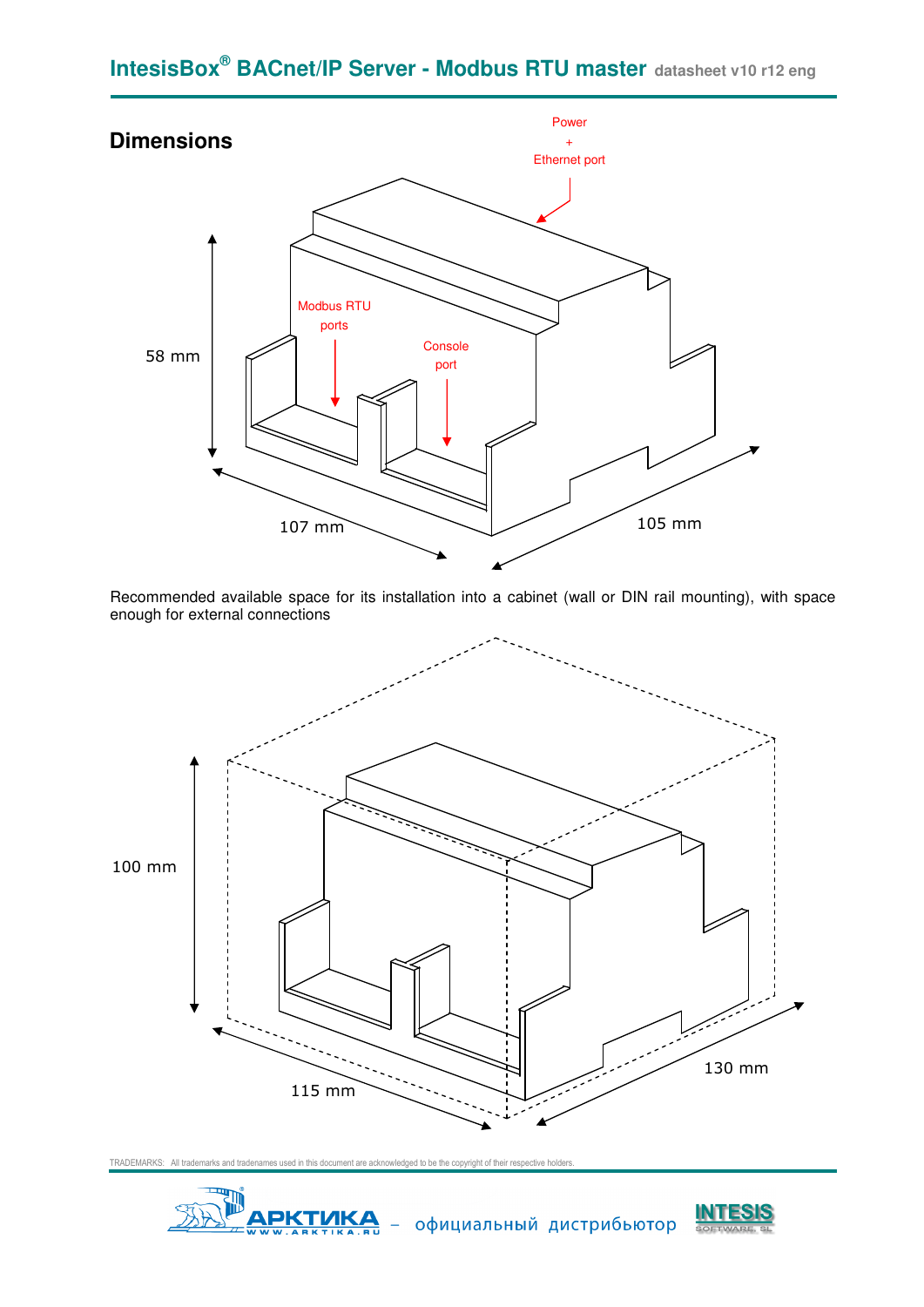## Dimensions

Power
+
Ethernet port

Modbus RTU
ports

Console
port

58 mm

107 mm

105 mm

Recommended available space for its installation into a cabinet (wall or DIN rail mounting), with space enough for external connections

100 mm

115 mm

130 mm

TRADEMARKS: All trademarks and tradenames used in this document are acknowledged to be the copyright of their respective holders.

АРКТИКА WWW.ARKTIKA.RU – официальный дистрибьютор INTESIS SOFTWARE, SL